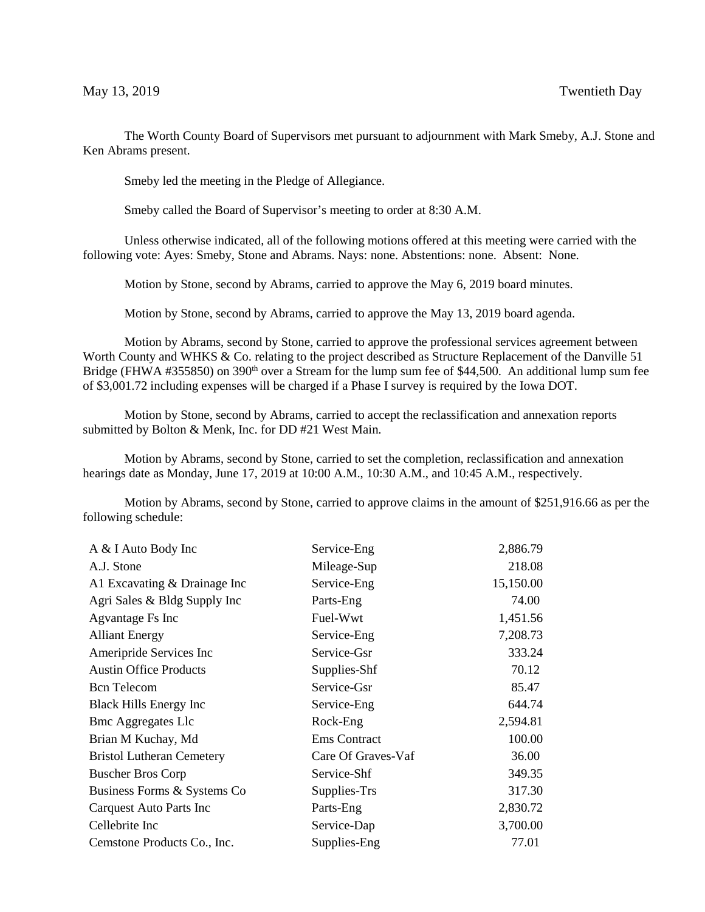May 13, 2019 Twentieth Day

The Worth County Board of Supervisors met pursuant to adjournment with Mark Smeby, A.J. Stone and Ken Abrams present.

Smeby led the meeting in the Pledge of Allegiance.

Smeby called the Board of Supervisor's meeting to order at 8:30 A.M.

Unless otherwise indicated, all of the following motions offered at this meeting were carried with the following vote: Ayes: Smeby, Stone and Abrams. Nays: none. Abstentions: none. Absent: None.

Motion by Stone, second by Abrams, carried to approve the May 6, 2019 board minutes.

Motion by Stone, second by Abrams, carried to approve the May 13, 2019 board agenda.

Motion by Abrams, second by Stone, carried to approve the professional services agreement between Worth County and WHKS & Co. relating to the project described as Structure Replacement of the Danville 51 Bridge (FHWA #355850) on 390th over a Stream for the lump sum fee of $44,500. An additional lump sum fee of $3,001.72 including expenses will be charged if a Phase I survey is required by the Iowa DOT.

Motion by Stone, second by Abrams, carried to accept the reclassification and annexation reports submitted by Bolton & Menk, Inc. for DD #21 West Main.

Motion by Abrams, second by Stone, carried to set the completion, reclassification and annexation hearings date as Monday, June 17, 2019 at 10:00 A.M., 10:30 A.M., and 10:45 A.M., respectively.

Motion by Abrams, second by Stone, carried to approve claims in the amount of $251,916.66 as per the following schedule:

| | | |
|---|---|---|
| A & I Auto Body Inc | Service-Eng | 2,886.79 |
| A.J. Stone | Mileage-Sup | 218.08 |
| A1 Excavating & Drainage Inc | Service-Eng | 15,150.00 |
| Agri Sales & Bldg Supply Inc | Parts-Eng | 74.00 |
| Agvantage Fs Inc | Fuel-Wwt | 1,451.56 |
| Alliant Energy | Service-Eng | 7,208.73 |
| Ameripride Services Inc | Service-Gsr | 333.24 |
| Austin Office Products | Supplies-Shf | 70.12 |
| Bcn Telecom | Service-Gsr | 85.47 |
| Black Hills Energy Inc | Service-Eng | 644.74 |
| Bmc Aggregates Llc | Rock-Eng | 2,594.81 |
| Brian M Kuchay, Md | Ems Contract | 100.00 |
| Bristol Lutheran Cemetery | Care Of Graves-Vaf | 36.00 |
| Buscher Bros Corp | Service-Shf | 349.35 |
| Business Forms & Systems Co | Supplies-Trs | 317.30 |
| Carquest Auto Parts Inc | Parts-Eng | 2,830.72 |
| Cellebrite Inc | Service-Dap | 3,700.00 |
| Cemstone Products Co., Inc. | Supplies-Eng | 77.01 |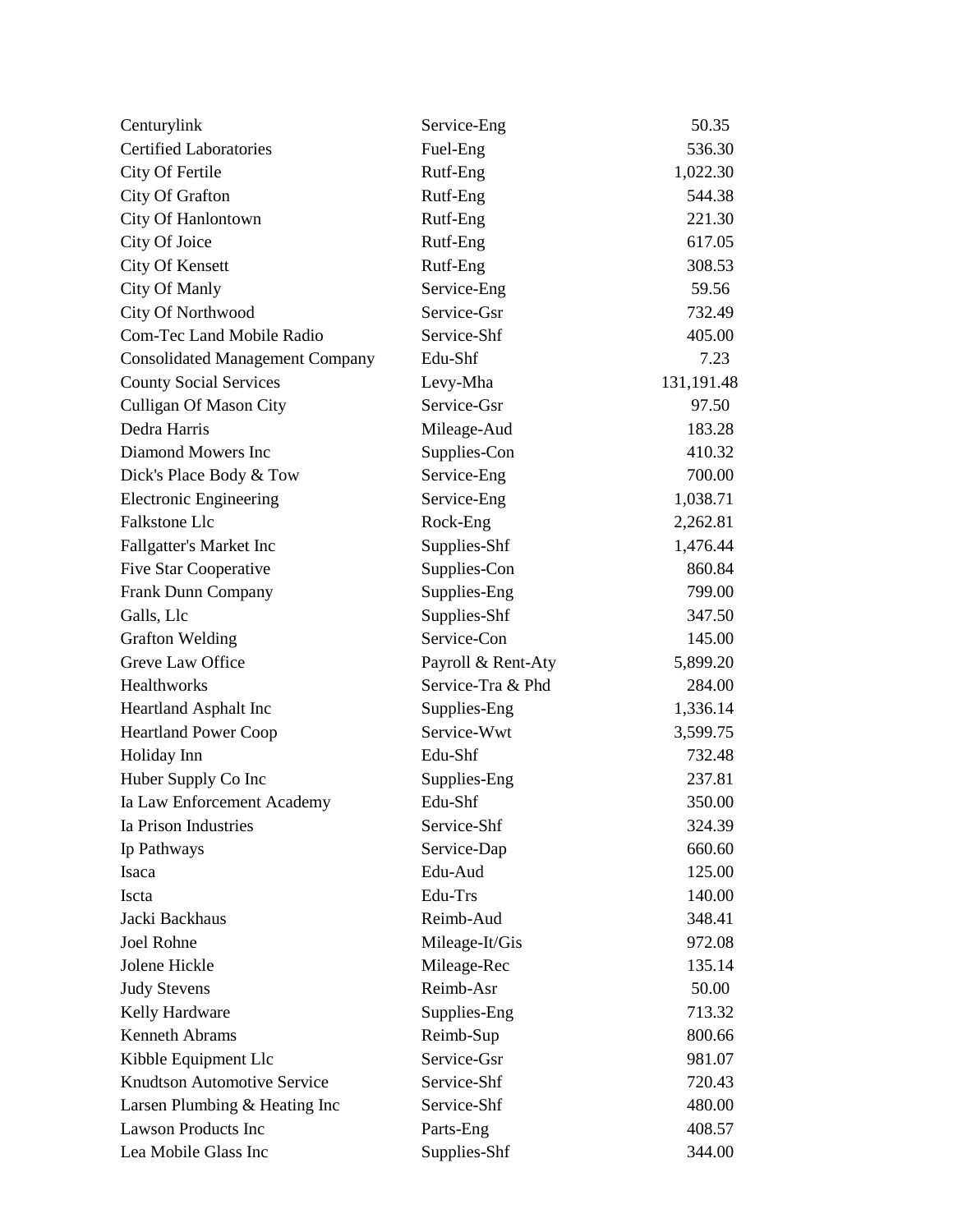| | | |
|---|---|---|
| Centurylink | Service-Eng | 50.35 |
| Certified Laboratories | Fuel-Eng | 536.30 |
| City Of Fertile | Rutf-Eng | 1,022.30 |
| City Of Grafton | Rutf-Eng | 544.38 |
| City Of Hanlontown | Rutf-Eng | 221.30 |
| City Of Joice | Rutf-Eng | 617.05 |
| City Of Kensett | Rutf-Eng | 308.53 |
| City Of Manly | Service-Eng | 59.56 |
| City Of Northwood | Service-Gsr | 732.49 |
| Com-Tec Land Mobile Radio | Service-Shf | 405.00 |
| Consolidated Management Company | Edu-Shf | 7.23 |
| County Social Services | Levy-Mha | 131,191.48 |
| Culligan Of Mason City | Service-Gsr | 97.50 |
| Dedra Harris | Mileage-Aud | 183.28 |
| Diamond Mowers Inc | Supplies-Con | 410.32 |
| Dick's Place Body & Tow | Service-Eng | 700.00 |
| Electronic Engineering | Service-Eng | 1,038.71 |
| Falkstone Llc | Rock-Eng | 2,262.81 |
| Fallgatter's Market Inc | Supplies-Shf | 1,476.44 |
| Five Star Cooperative | Supplies-Con | 860.84 |
| Frank Dunn Company | Supplies-Eng | 799.00 |
| Galls, Llc | Supplies-Shf | 347.50 |
| Grafton Welding | Service-Con | 145.00 |
| Greve Law Office | Payroll & Rent-Aty | 5,899.20 |
| Healthworks | Service-Tra & Phd | 284.00 |
| Heartland Asphalt Inc | Supplies-Eng | 1,336.14 |
| Heartland Power Coop | Service-Wwt | 3,599.75 |
| Holiday Inn | Edu-Shf | 732.48 |
| Huber Supply Co Inc | Supplies-Eng | 237.81 |
| Ia Law Enforcement Academy | Edu-Shf | 350.00 |
| Ia Prison Industries | Service-Shf | 324.39 |
| Ip Pathways | Service-Dap | 660.60 |
| Isaca | Edu-Aud | 125.00 |
| Iscta | Edu-Trs | 140.00 |
| Jacki Backhaus | Reimb-Aud | 348.41 |
| Joel Rohne | Mileage-It/Gis | 972.08 |
| Jolene Hickle | Mileage-Rec | 135.14 |
| Judy Stevens | Reimb-Asr | 50.00 |
| Kelly Hardware | Supplies-Eng | 713.32 |
| Kenneth Abrams | Reimb-Sup | 800.66 |
| Kibble Equipment Llc | Service-Gsr | 981.07 |
| Knudtson Automotive Service | Service-Shf | 720.43 |
| Larsen Plumbing & Heating Inc | Service-Shf | 480.00 |
| Lawson Products Inc | Parts-Eng | 408.57 |
| Lea Mobile Glass Inc | Supplies-Shf | 344.00 |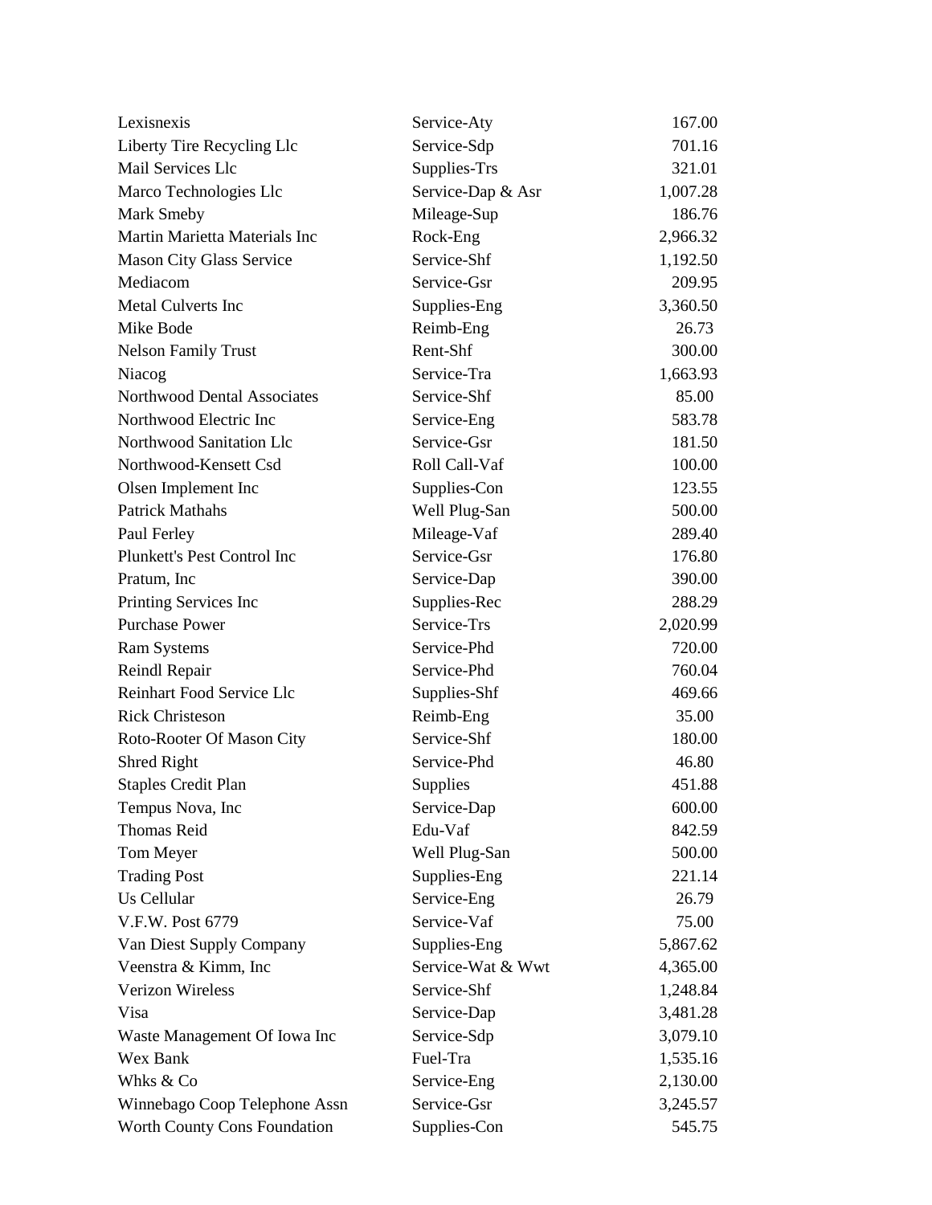| | | |
|---|---|---|
| Lexisnexis | Service-Aty | 167.00 |
| Liberty Tire Recycling Llc | Service-Sdp | 701.16 |
| Mail Services Llc | Supplies-Trs | 321.01 |
| Marco Technologies Llc | Service-Dap & Asr | 1,007.28 |
| Mark Smeby | Mileage-Sup | 186.76 |
| Martin Marietta Materials Inc | Rock-Eng | 2,966.32 |
| Mason City Glass Service | Service-Shf | 1,192.50 |
| Mediacom | Service-Gsr | 209.95 |
| Metal Culverts Inc | Supplies-Eng | 3,360.50 |
| Mike Bode | Reimb-Eng | 26.73 |
| Nelson Family Trust | Rent-Shf | 300.00 |
| Niacog | Service-Tra | 1,663.93 |
| Northwood Dental Associates | Service-Shf | 85.00 |
| Northwood Electric Inc | Service-Eng | 583.78 |
| Northwood Sanitation Llc | Service-Gsr | 181.50 |
| Northwood-Kensett Csd | Roll Call-Vaf | 100.00 |
| Olsen Implement Inc | Supplies-Con | 123.55 |
| Patrick Mathahs | Well Plug-San | 500.00 |
| Paul Ferley | Mileage-Vaf | 289.40 |
| Plunkett's Pest Control Inc | Service-Gsr | 176.80 |
| Pratum, Inc | Service-Dap | 390.00 |
| Printing Services Inc | Supplies-Rec | 288.29 |
| Purchase Power | Service-Trs | 2,020.99 |
| Ram Systems | Service-Phd | 720.00 |
| Reindl Repair | Service-Phd | 760.04 |
| Reinhart Food Service Llc | Supplies-Shf | 469.66 |
| Rick Christeson | Reimb-Eng | 35.00 |
| Roto-Rooter Of Mason City | Service-Shf | 180.00 |
| Shred Right | Service-Phd | 46.80 |
| Staples Credit Plan | Supplies | 451.88 |
| Tempus Nova, Inc | Service-Dap | 600.00 |
| Thomas Reid | Edu-Vaf | 842.59 |
| Tom Meyer | Well Plug-San | 500.00 |
| Trading Post | Supplies-Eng | 221.14 |
| Us Cellular | Service-Eng | 26.79 |
| V.F.W. Post 6779 | Service-Vaf | 75.00 |
| Van Diest Supply Company | Supplies-Eng | 5,867.62 |
| Veenstra & Kimm, Inc | Service-Wat & Wwt | 4,365.00 |
| Verizon Wireless | Service-Shf | 1,248.84 |
| Visa | Service-Dap | 3,481.28 |
| Waste Management Of Iowa Inc | Service-Sdp | 3,079.10 |
| Wex Bank | Fuel-Tra | 1,535.16 |
| Whks & Co | Service-Eng | 2,130.00 |
| Winnebago Coop Telephone Assn | Service-Gsr | 3,245.57 |
| Worth County Cons Foundation | Supplies-Con | 545.75 |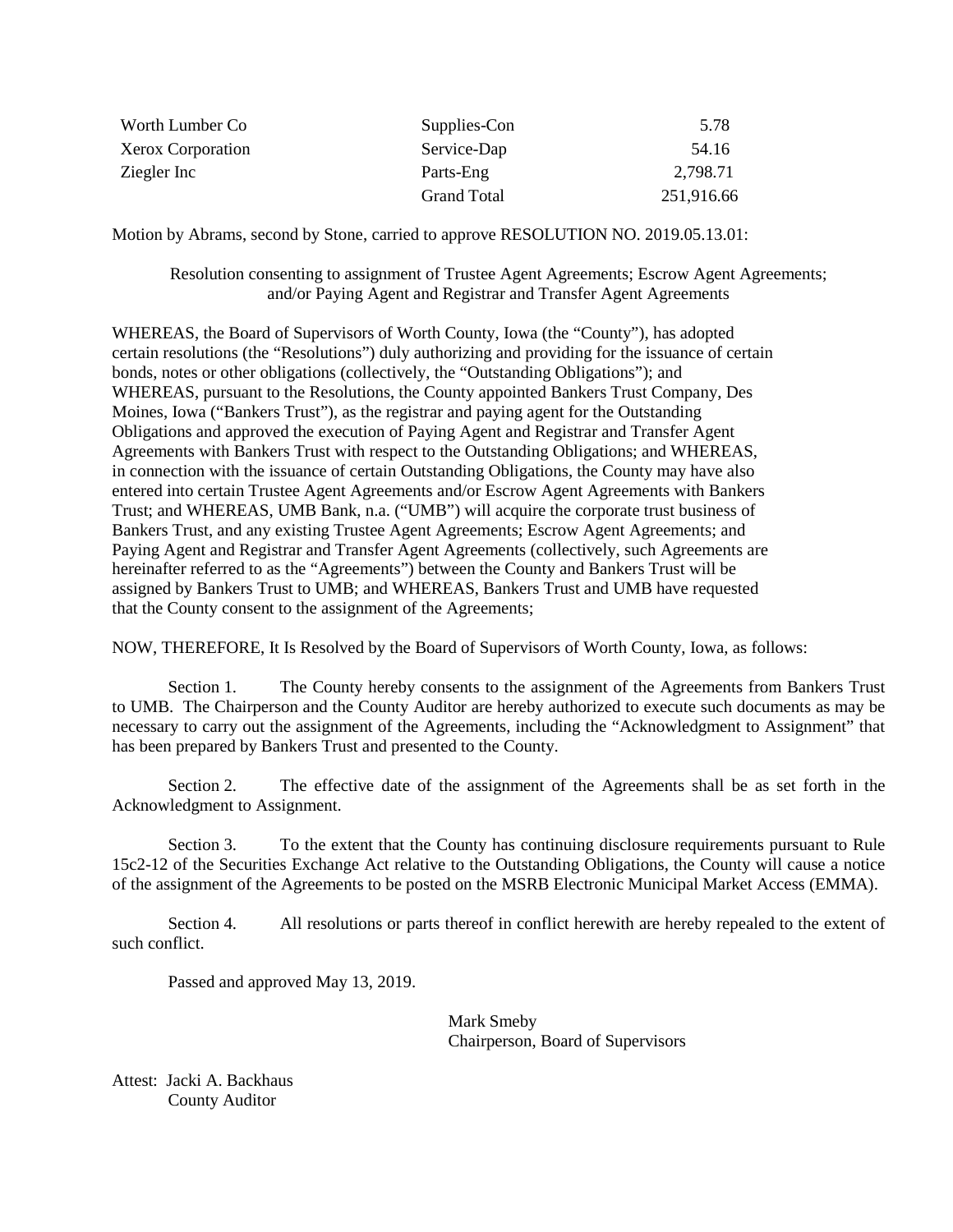| | | |
|---|---|---|
| Worth Lumber Co | Supplies-Con | 5.78 |
| Xerox Corporation | Service-Dap | 54.16 |
| Ziegler Inc | Parts-Eng | 2,798.71 |
| | Grand Total | 251,916.66 |

Motion by Abrams, second by Stone, carried to approve RESOLUTION NO. 2019.05.13.01:

Resolution consenting to assignment of Trustee Agent Agreements; Escrow Agent Agreements; and/or Paying Agent and Registrar and Transfer Agent Agreements

WHEREAS, the Board of Supervisors of Worth County, Iowa (the "County"), has adopted certain resolutions (the "Resolutions") duly authorizing and providing for the issuance of certain bonds, notes or other obligations (collectively, the "Outstanding Obligations"); and WHEREAS, pursuant to the Resolutions, the County appointed Bankers Trust Company, Des Moines, Iowa ("Bankers Trust"), as the registrar and paying agent for the Outstanding Obligations and approved the execution of Paying Agent and Registrar and Transfer Agent Agreements with Bankers Trust with respect to the Outstanding Obligations; and WHEREAS, in connection with the issuance of certain Outstanding Obligations, the County may have also entered into certain Trustee Agent Agreements and/or Escrow Agent Agreements with Bankers Trust; and WHEREAS, UMB Bank, n.a. ("UMB") will acquire the corporate trust business of Bankers Trust, and any existing Trustee Agent Agreements; Escrow Agent Agreements; and Paying Agent and Registrar and Transfer Agent Agreements (collectively, such Agreements are hereinafter referred to as the "Agreements") between the County and Bankers Trust will be assigned by Bankers Trust to UMB; and WHEREAS, Bankers Trust and UMB have requested that the County consent to the assignment of the Agreements;

NOW, THEREFORE, It Is Resolved by the Board of Supervisors of Worth County, Iowa, as follows:

Section 1. The County hereby consents to the assignment of the Agreements from Bankers Trust to UMB. The Chairperson and the County Auditor are hereby authorized to execute such documents as may be necessary to carry out the assignment of the Agreements, including the "Acknowledgment to Assignment" that has been prepared by Bankers Trust and presented to the County.

Section 2. The effective date of the assignment of the Agreements shall be as set forth in the Acknowledgment to Assignment.

Section 3. To the extent that the County has continuing disclosure requirements pursuant to Rule 15c2-12 of the Securities Exchange Act relative to the Outstanding Obligations, the County will cause a notice of the assignment of the Agreements to be posted on the MSRB Electronic Municipal Market Access (EMMA).

Section 4. All resolutions or parts thereof in conflict herewith are hereby repealed to the extent of such conflict.

Passed and approved May 13, 2019.

Mark Smeby
Chairperson, Board of Supervisors

Attest: Jacki A. Backhaus
County Auditor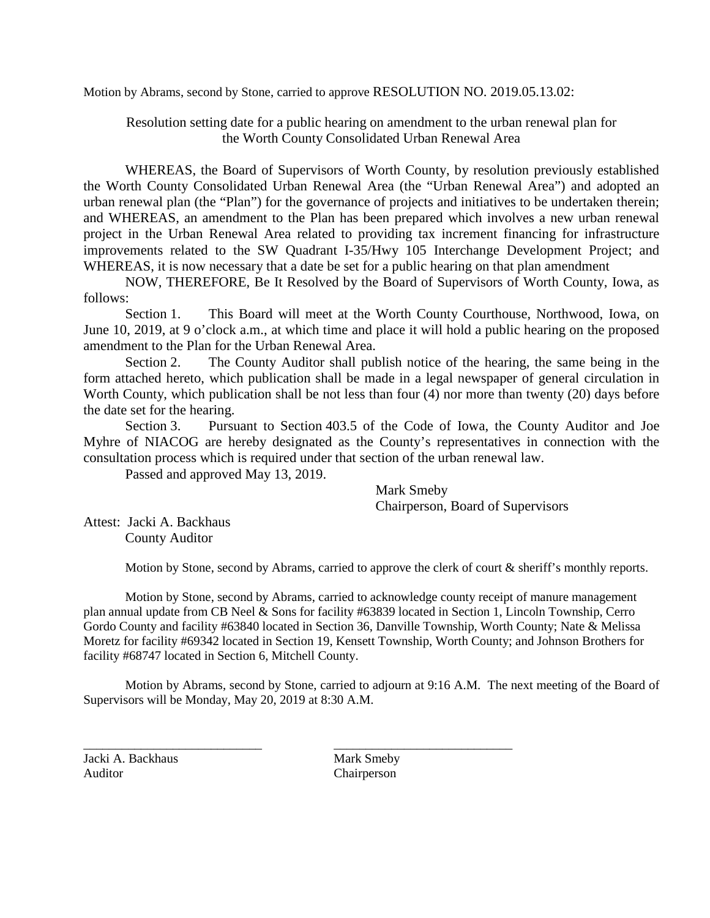Motion by Abrams, second by Stone, carried to approve RESOLUTION NO. 2019.05.13.02:

Resolution setting date for a public hearing on amendment to the urban renewal plan for the Worth County Consolidated Urban Renewal Area

WHEREAS, the Board of Supervisors of Worth County, by resolution previously established the Worth County Consolidated Urban Renewal Area (the "Urban Renewal Area") and adopted an urban renewal plan (the "Plan") for the governance of projects and initiatives to be undertaken therein; and WHEREAS, an amendment to the Plan has been prepared which involves a new urban renewal project in the Urban Renewal Area related to providing tax increment financing for infrastructure improvements related to the SW Quadrant I-35/Hwy 105 Interchange Development Project; and WHEREAS, it is now necessary that a date be set for a public hearing on that plan amendment

NOW, THEREFORE, Be It Resolved by the Board of Supervisors of Worth County, Iowa, as follows:

Section 1. This Board will meet at the Worth County Courthouse, Northwood, Iowa, on June 10, 2019, at 9 o'clock a.m., at which time and place it will hold a public hearing on the proposed amendment to the Plan for the Urban Renewal Area.

Section 2. The County Auditor shall publish notice of the hearing, the same being in the form attached hereto, which publication shall be made in a legal newspaper of general circulation in Worth County, which publication shall be not less than four (4) nor more than twenty (20) days before the date set for the hearing.

Section 3. Pursuant to Section 403.5 of the Code of Iowa, the County Auditor and Joe Myhre of NIACOG are hereby designated as the County's representatives in connection with the consultation process which is required under that section of the urban renewal law.

Passed and approved May 13, 2019.

Mark Smeby
Chairperson, Board of Supervisors

Attest: Jacki A. Backhaus
County Auditor

Motion by Stone, second by Abrams, carried to approve the clerk of court & sheriff's monthly reports.

Motion by Stone, second by Abrams, carried to acknowledge county receipt of manure management plan annual update from CB Neel & Sons for facility #63839 located in Section 1, Lincoln Township, Cerro Gordo County and facility #63840 located in Section 36, Danville Township, Worth County; Nate & Melissa Moretz for facility #69342 located in Section 19, Kensett Township, Worth County; and Johnson Brothers for facility #68747 located in Section 6, Mitchell County.

Motion by Abrams, second by Stone, carried to adjourn at 9:16 A.M. The next meeting of the Board of Supervisors will be Monday, May 20, 2019 at 8:30 A.M.

\_\_\_\_\_\_\_\_\_\_\_\_\_\_\_\_\_\_\_\_\_\_\_\_\_\_\_\_ \_\_\_\_\_\_\_\_\_\_\_\_\_\_\_\_\_\_\_\_\_\_\_\_\_\_\_\_

Jacki A. Backhaus
Auditor

Mark Smeby
Chairperson